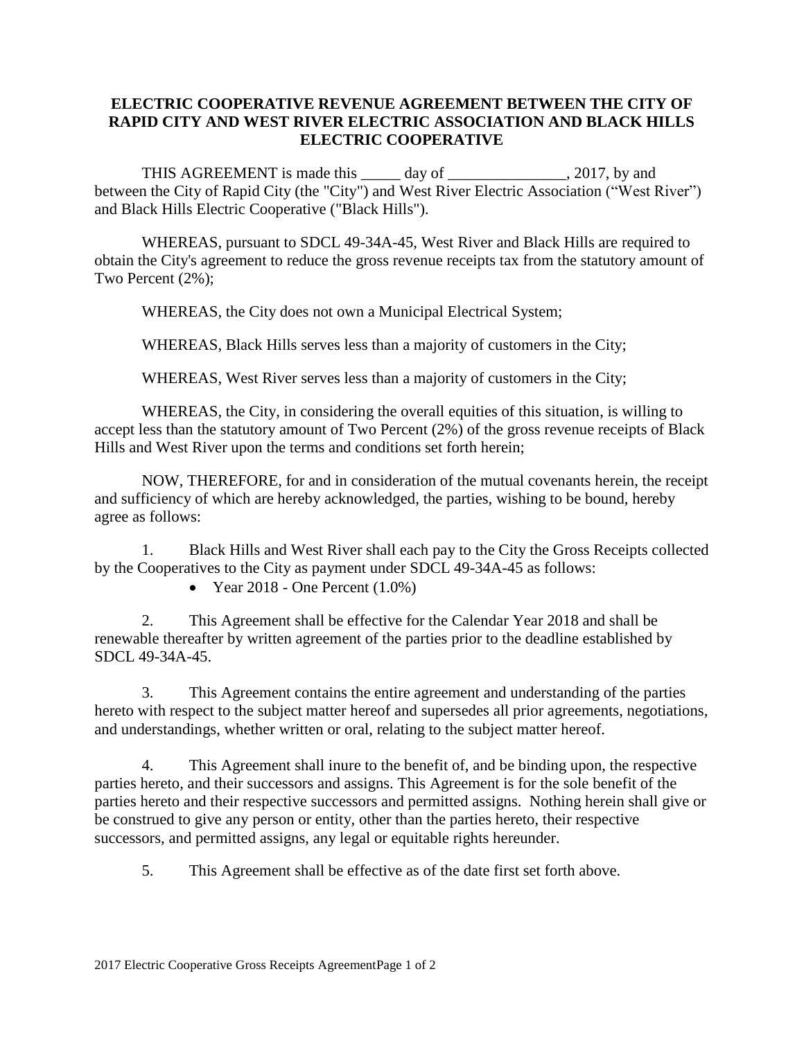# ELECTRIC COOPERATIVE REVENUE AGREEMENT BETWEEN THE CITY OF RAPID CITY AND WEST RIVER ELECTRIC ASSOCIATION AND BLACK HILLS ELECTRIC COOPERATIVE

THIS AGREEMENT is made this _____ day of _______________, 2017, by and between the City of Rapid City (the "City") and West River Electric Association ("West River") and Black Hills Electric Cooperative ("Black Hills").

WHEREAS, pursuant to SDCL 49-34A-45, West River and Black Hills are required to obtain the City's agreement to reduce the gross revenue receipts tax from the statutory amount of Two Percent (2%);

WHEREAS, the City does not own a Municipal Electrical System;

WHEREAS, Black Hills serves less than a majority of customers in the City;

WHEREAS, West River serves less than a majority of customers in the City;

WHEREAS, the City, in considering the overall equities of this situation, is willing to accept less than the statutory amount of Two Percent (2%) of the gross revenue receipts of Black Hills and West River upon the terms and conditions set forth herein;

NOW, THEREFORE, for and in consideration of the mutual covenants herein, the receipt and sufficiency of which are hereby acknowledged, the parties, wishing to be bound, hereby agree as follows:

1. Black Hills and West River shall each pay to the City the Gross Receipts collected by the Cooperatives to the City as payment under SDCL 49-34A-45 as follows:
   - Year 2018 - One Percent (1.0%)

2. This Agreement shall be effective for the Calendar Year 2018 and shall be renewable thereafter by written agreement of the parties prior to the deadline established by SDCL 49-34A-45.

3. This Agreement contains the entire agreement and understanding of the parties hereto with respect to the subject matter hereof and supersedes all prior agreements, negotiations, and understandings, whether written or oral, relating to the subject matter hereof.

4. This Agreement shall inure to the benefit of, and be binding upon, the respective parties hereto, and their successors and assigns. This Agreement is for the sole benefit of the parties hereto and their respective successors and permitted assigns. Nothing herein shall give or be construed to give any person or entity, other than the parties hereto, their respective successors, and permitted assigns, any legal or equitable rights hereunder.

5. This Agreement shall be effective as of the date first set forth above.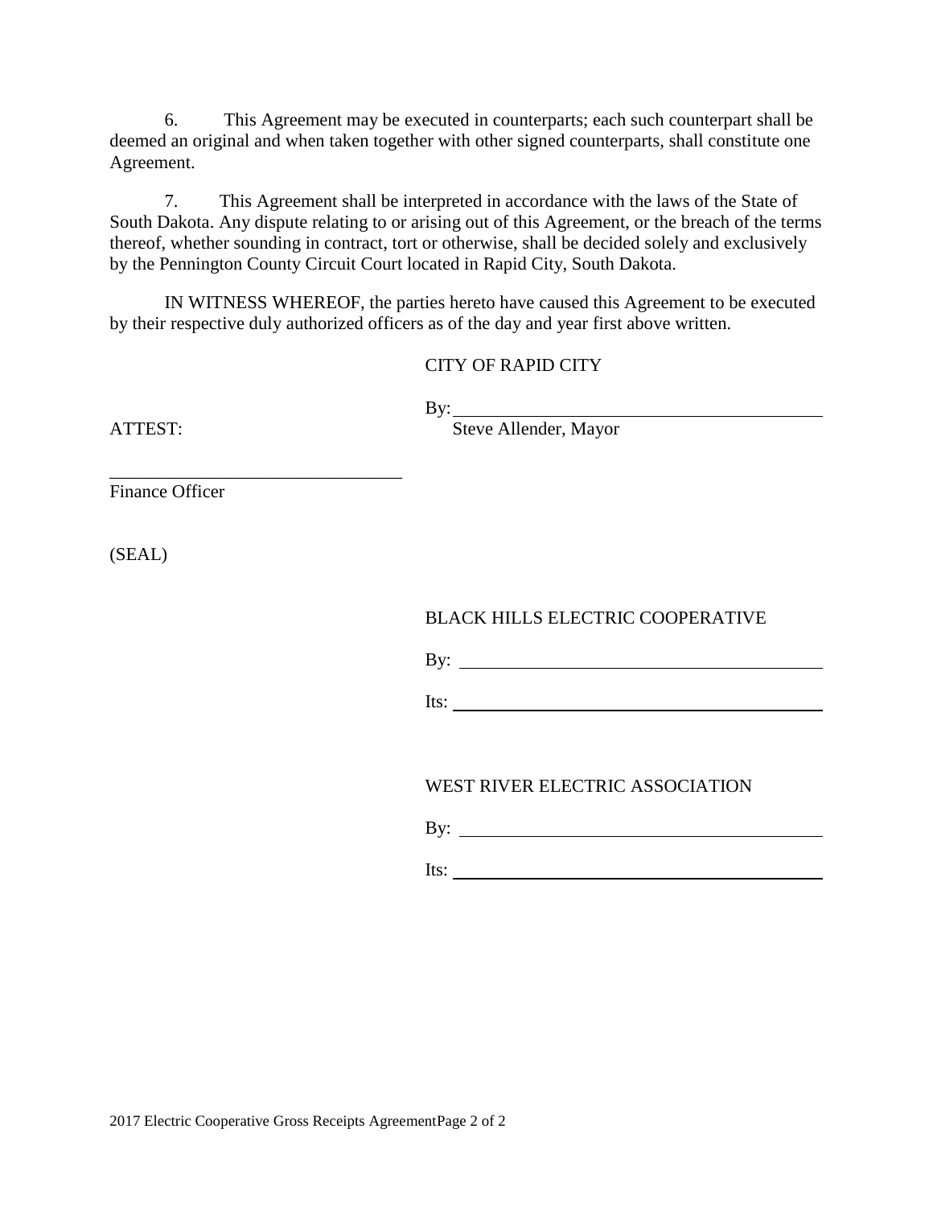6. This Agreement may be executed in counterparts; each such counterpart shall be deemed an original and when taken together with other signed counterparts, shall constitute one Agreement.

7. This Agreement shall be interpreted in accordance with the laws of the State of South Dakota. Any dispute relating to or arising out of this Agreement, or the breach of the terms thereof, whether sounding in contract, tort or otherwise, shall be decided solely and exclusively by the Pennington County Circuit Court located in Rapid City, South Dakota.

IN WITNESS WHEREOF, the parties hereto have caused this Agreement to be executed by their respective duly authorized officers as of the day and year first above written.

CITY OF RAPID CITY

By: ________________________________________
Steve Allender, Mayor

ATTEST:

________________________________
Finance Officer

(SEAL)

BLACK HILLS ELECTRIC COOPERATIVE

By: ________________________________________

Its: ________________________________________

WEST RIVER ELECTRIC ASSOCIATION

By: ________________________________________

Its: ________________________________________